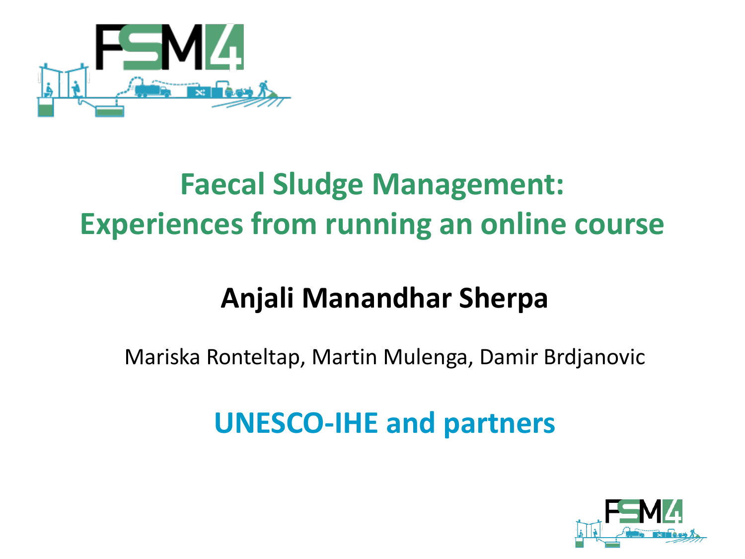# Faecal Sludge Management: Experiences from running an online course

**Anjali Manandhar Sherpa**

Mariska Ronteltap, Martin Mulenga, Damir Brdjanovic

**UNESCO-IHE and partners**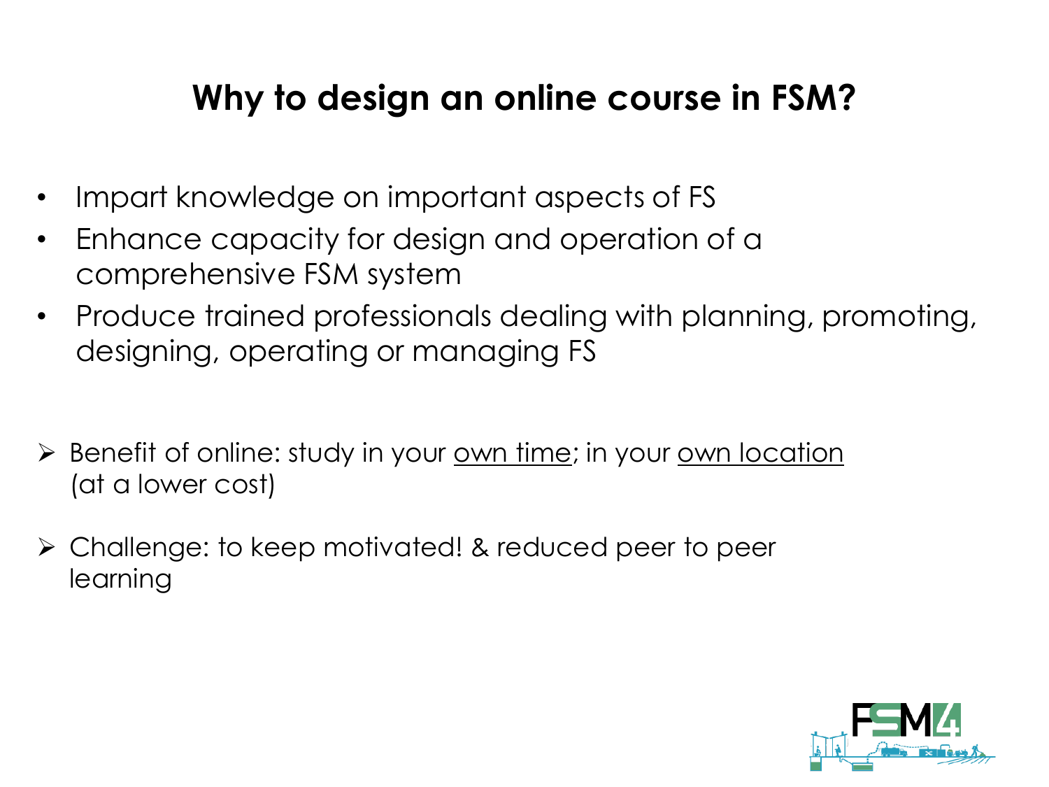# Why to design an online course in FSM?

- Impart knowledge on important aspects of FS
- Enhance capacity for design and operation of a comprehensive FSM system
- Produce trained professionals dealing with planning, promoting, designing, operating or managing FS

- Benefit of online: study in your <u>own time</u>; in your <u>own location</u> (at a lower cost)
- Challenge: to keep motivated! & reduced peer to peer learning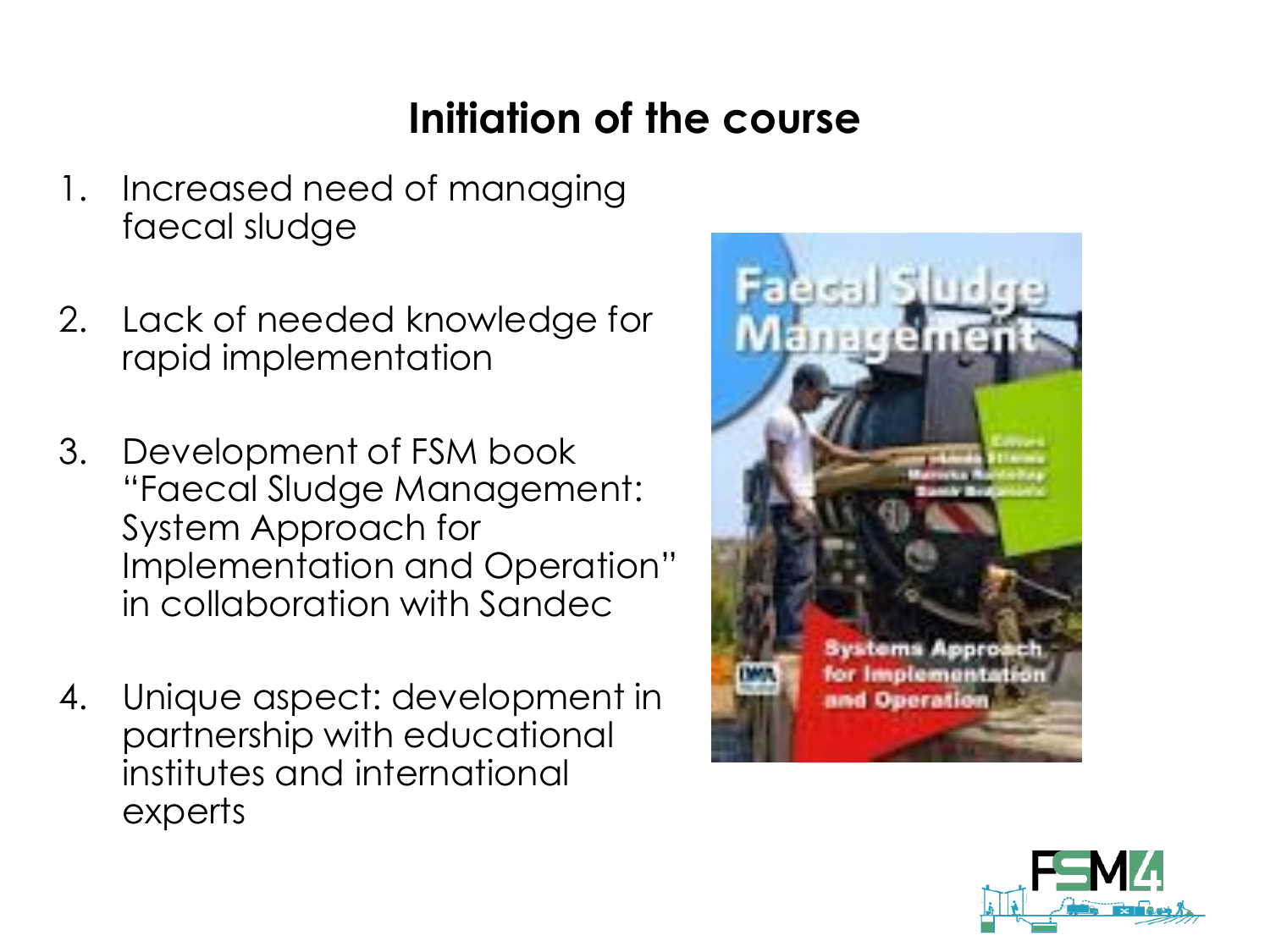# Initiation of the course

1. Increased need of managing faecal sludge

2. Lack of needed knowledge for rapid implementation

3. Development of FSM book "Faecal Sludge Management: System Approach for Implementation and Operation" in collaboration with Sandec

4. Unique aspect: development in partnership with educational institutes and international experts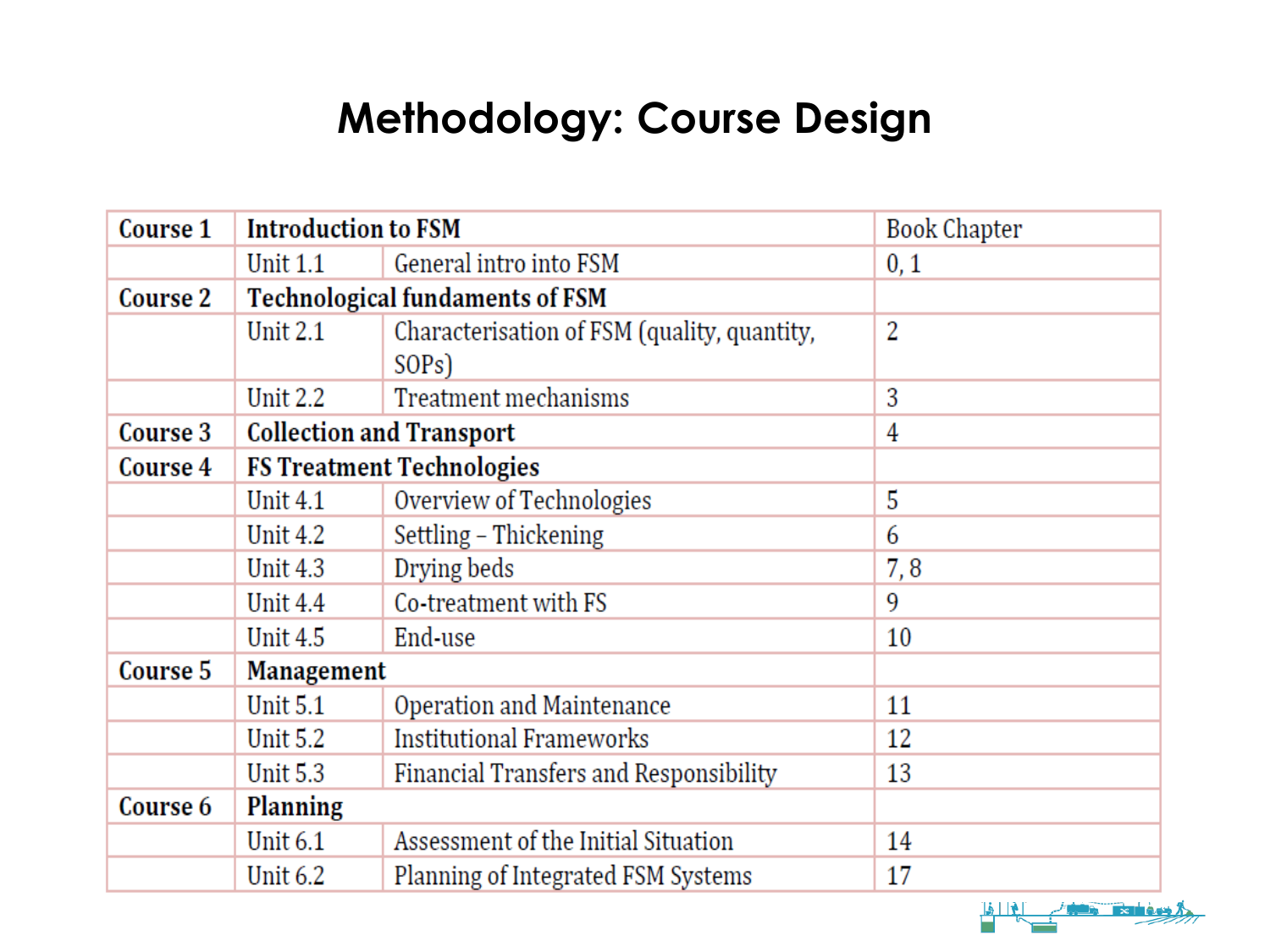# Methodology: Course Design

| Course 1 | Introduction to FSM | | Book Chapter |
|---|---|---|---|
| | Unit 1.1 | General intro into FSM | 0, 1 |
| Course 2 | Technological fundaments of FSM | | |
| | Unit 2.1 | Characterisation of FSM (quality, quantity, SOPs) | 2 |
| | Unit 2.2 | Treatment mechanisms | 3 |
| Course 3 | Collection and Transport | | 4 |
| Course 4 | FS Treatment Technologies | | |
| | Unit 4.1 | Overview of Technologies | 5 |
| | Unit 4.2 | Settling – Thickening | 6 |
| | Unit 4.3 | Drying beds | 7, 8 |
| | Unit 4.4 | Co-treatment with FS | 9 |
| | Unit 4.5 | End-use | 10 |
| Course 5 | Management | | |
| | Unit 5.1 | Operation and Maintenance | 11 |
| | Unit 5.2 | Institutional Frameworks | 12 |
| | Unit 5.3 | Financial Transfers and Responsibility | 13 |
| Course 6 | Planning | | |
| | Unit 6.1 | Assessment of the Initial Situation | 14 |
| | Unit 6.2 | Planning of Integrated FSM Systems | 17 |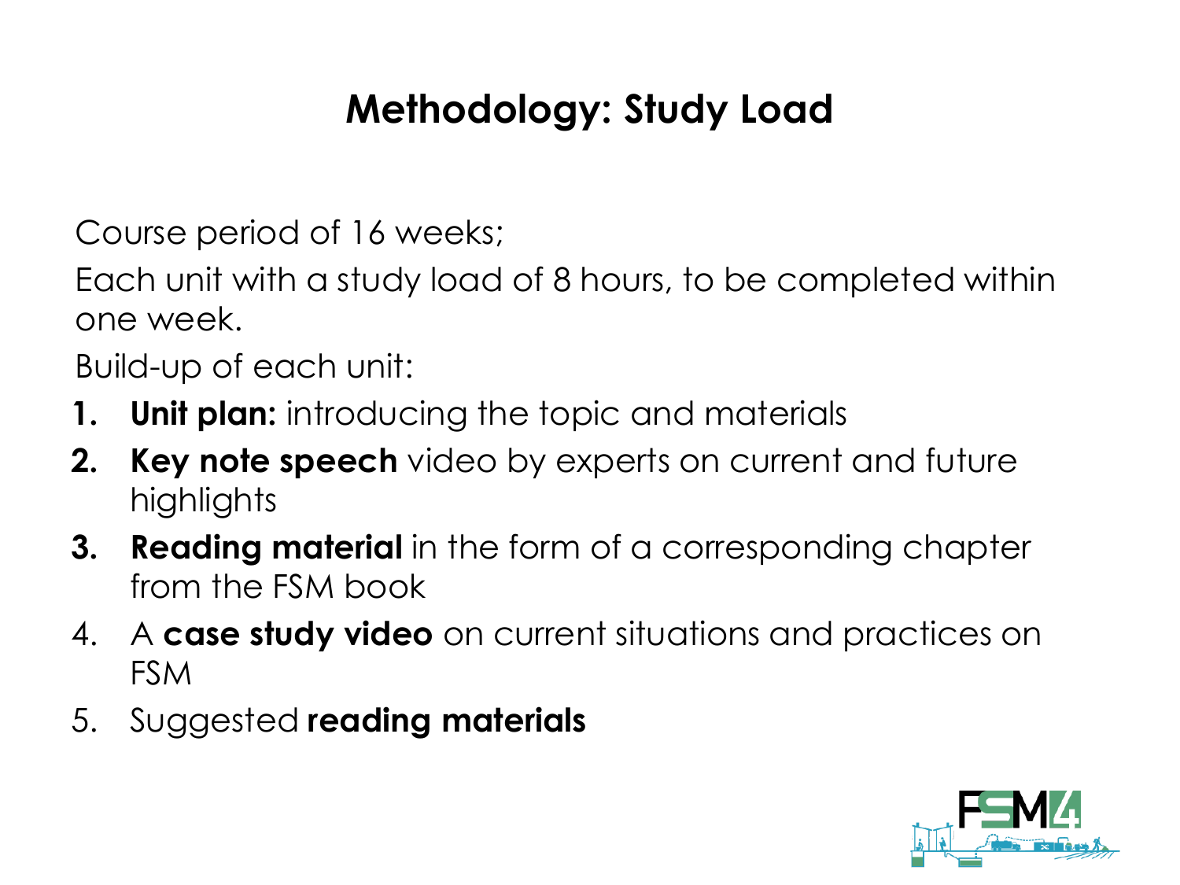# Methodology: Study Load

Course period of 16 weeks;

Each unit with a study load of 8 hours, to be completed within one week.

Build-up of each unit:

1. **Unit plan:** introducing the topic and materials
2. **Key note speech** video by experts on current and future highlights
3. **Reading material** in the form of a corresponding chapter from the FSM book
4. A **case study video** on current situations and practices on FSM
5. Suggested **reading materials**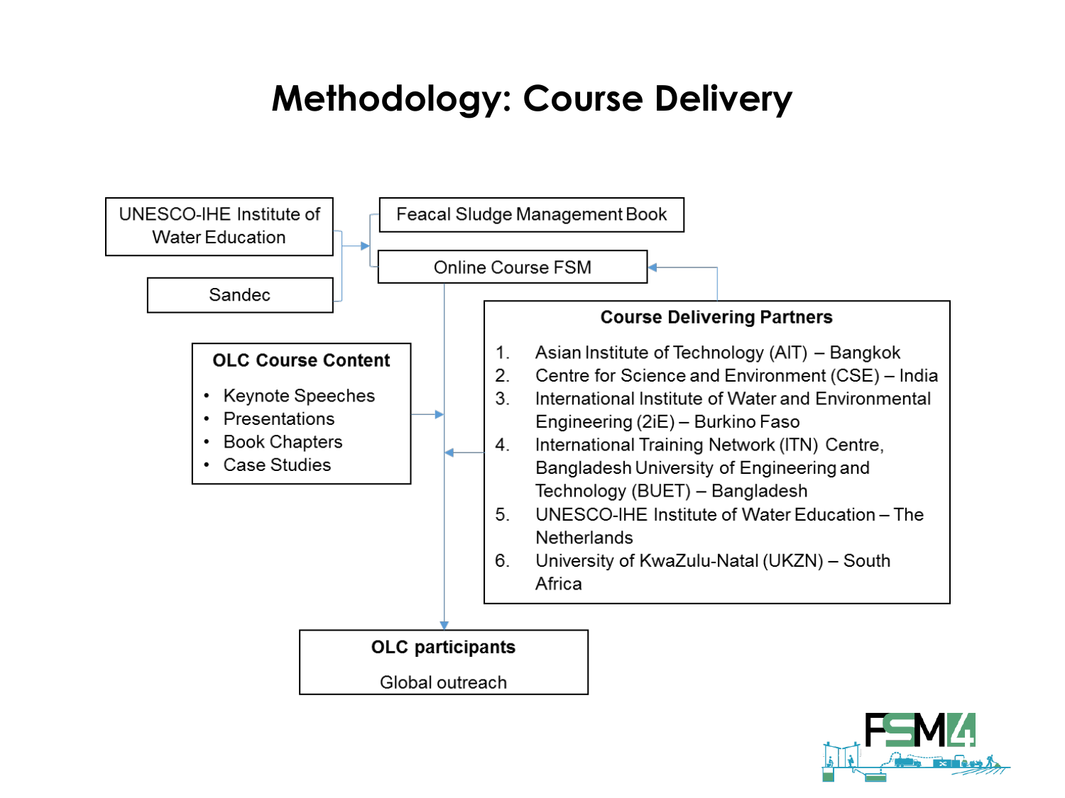# Methodology: Course Delivery

UNESCO-IHE Institute of Water Education

Sandec

Feacal Sludge Management Book

Online Course FSM

**OLC Course Content**

- Keynote Speeches
- Presentations
- Book Chapters
- Case Studies

**Course Delivering Partners**

1. Asian Institute of Technology (AIT) – Bangkok
2. Centre for Science and Environment (CSE) – India
3. International Institute of Water and Environmental Engineering (2iE) – Burkino Faso
4. International Training Network (ITN) Centre, Bangladesh University of Engineering and Technology (BUET) – Bangladesh
5. UNESCO-IHE Institute of Water Education – The Netherlands
6. University of KwaZulu-Natal (UKZN) – South Africa

**OLC participants**

Global outreach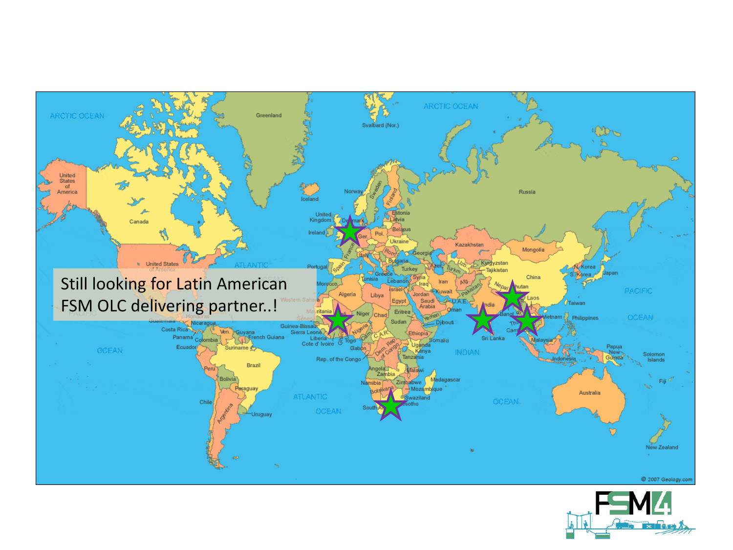Still looking for Latin American FSM OLC delivering partner..!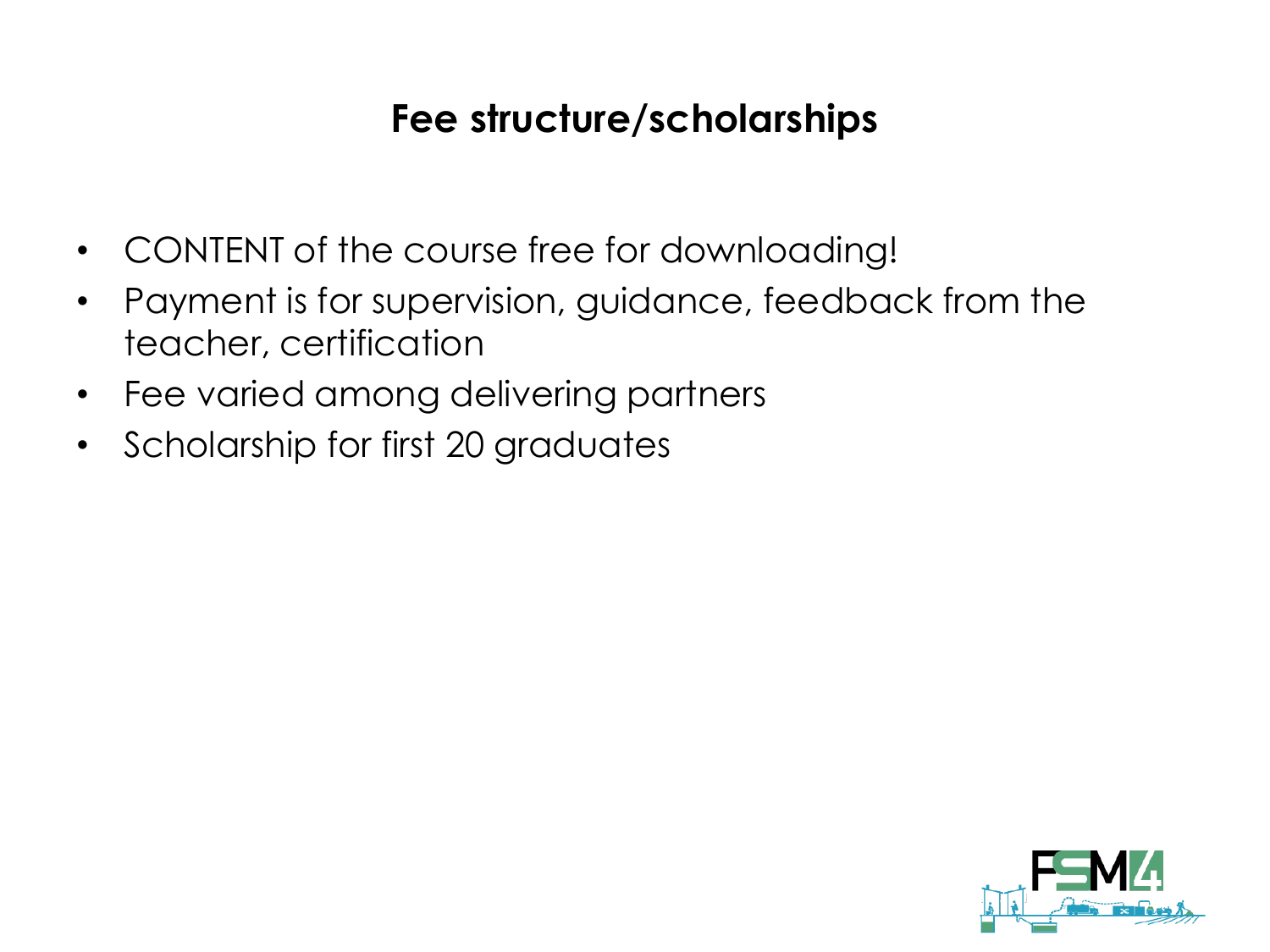# Fee structure/scholarships

- CONTENT of the course free for downloading!
- Payment is for supervision, guidance, feedback from the teacher, certification
- Fee varied among delivering partners
- Scholarship for first 20 graduates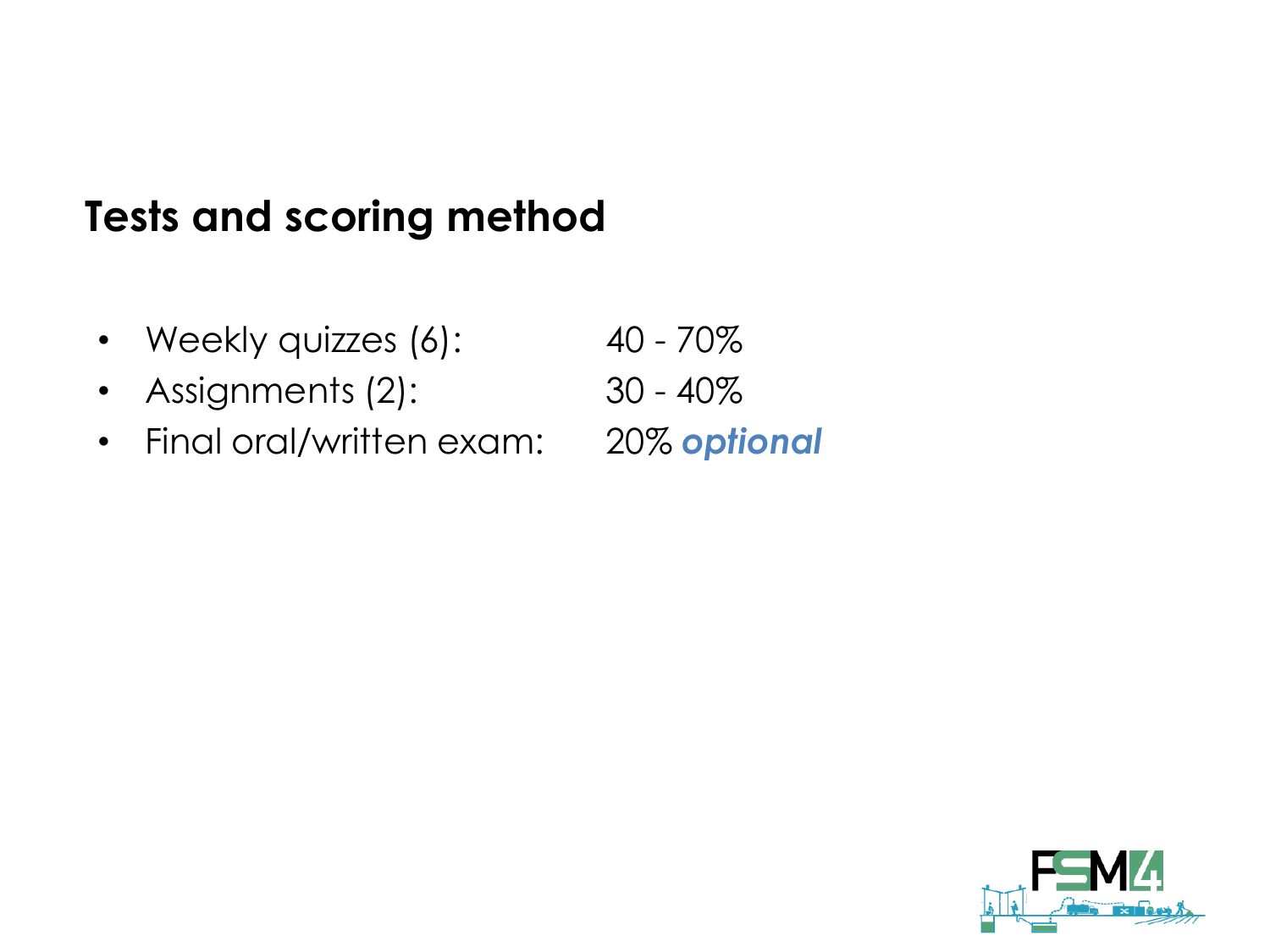## Tests and scoring method

- Weekly quizzes (6): 40 - 70%
- Assignments (2): 30 - 40%
- Final oral/written exam: 20% ***optional***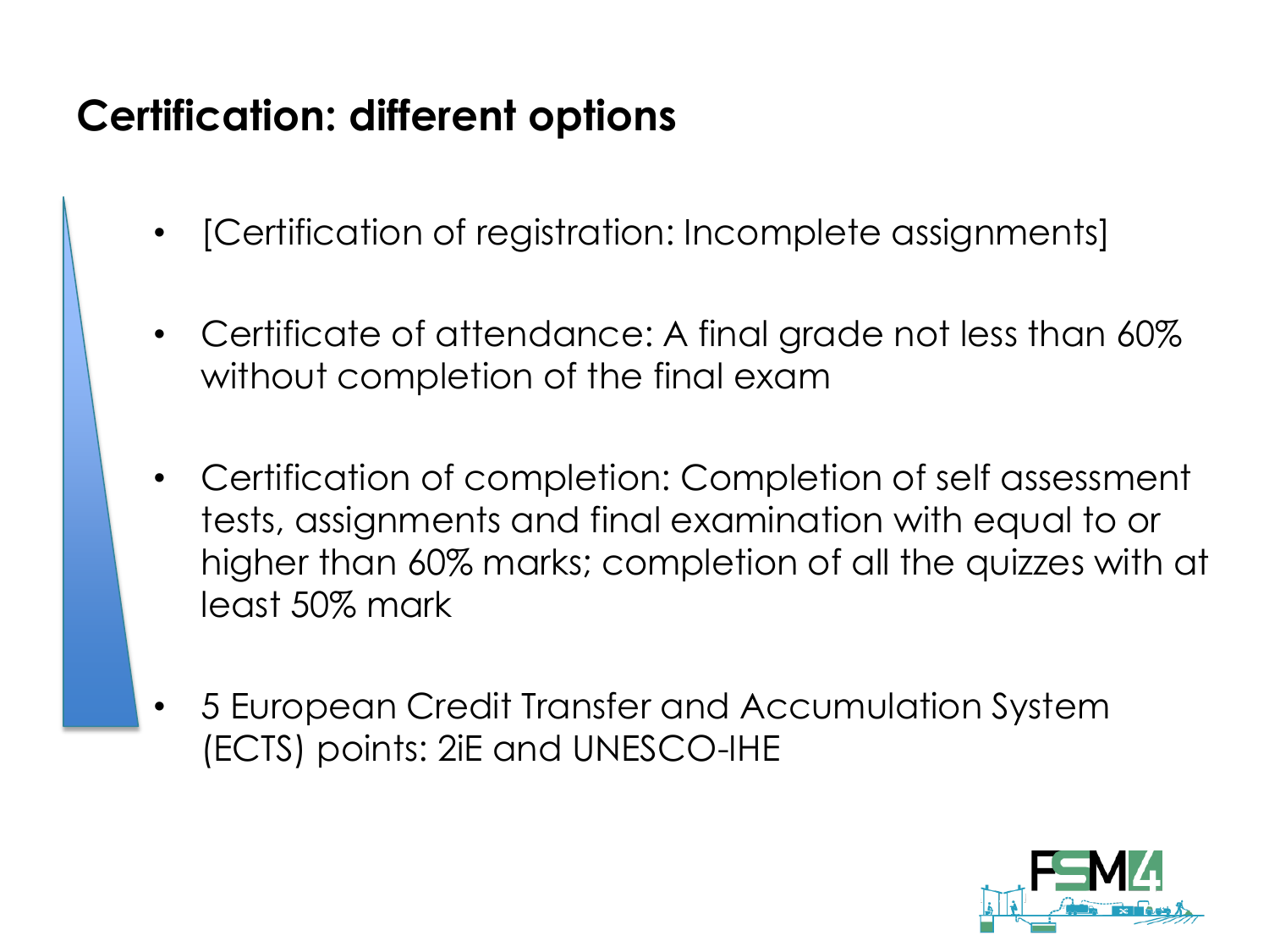# Certification: different options

- [Certification of registration: Incomplete assignments]
- Certificate of attendance: A final grade not less than 60% without completion of the final exam
- Certification of completion: Completion of self assessment tests, assignments and final examination with equal to or higher than 60% marks; completion of all the quizzes with at least 50% mark
- 5 European Credit Transfer and Accumulation System (ECTS) points: 2iE and UNESCO-IHE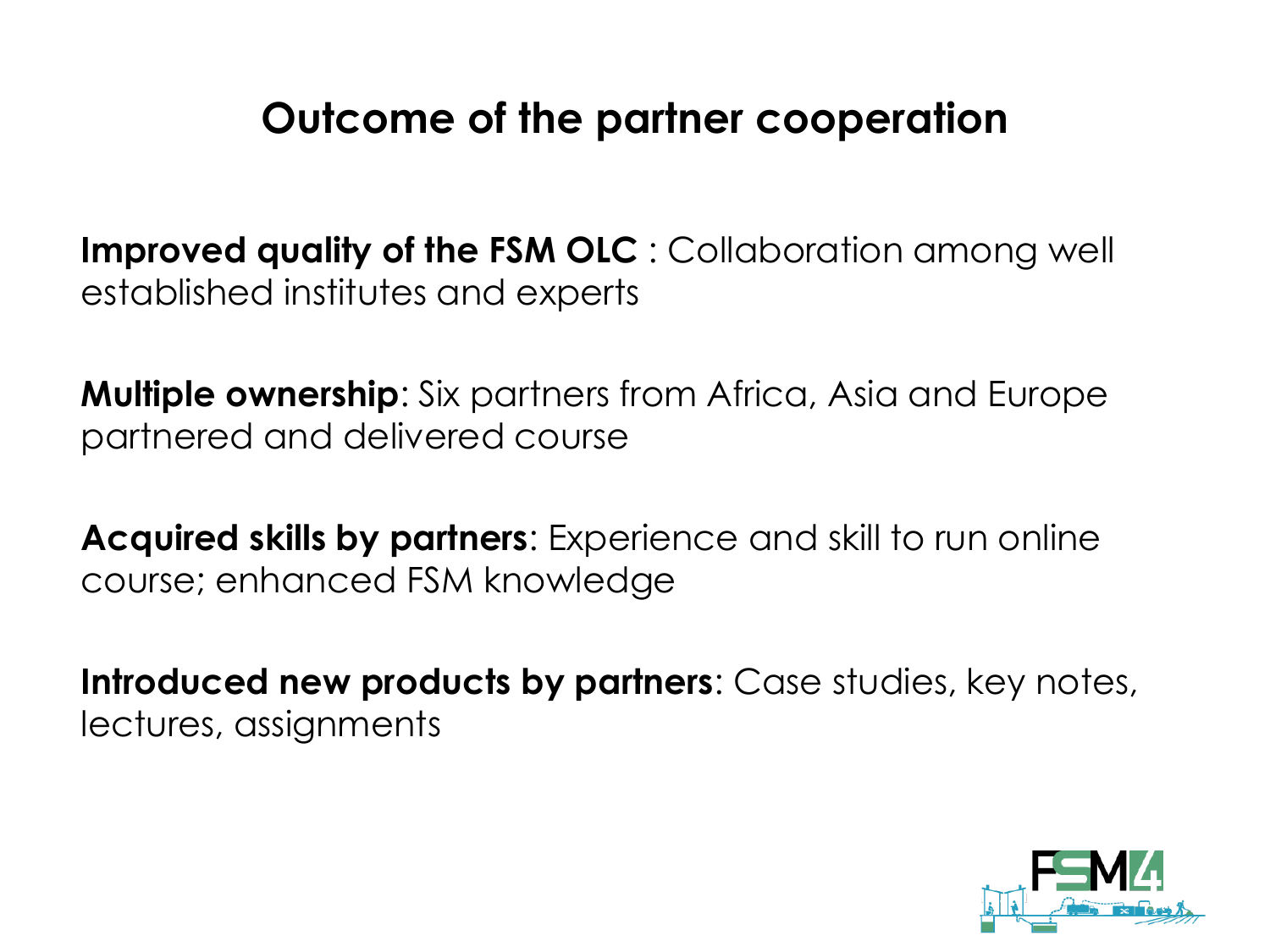# Outcome of the partner cooperation

**Improved quality of the FSM OLC** : Collaboration among well established institutes and experts

**Multiple ownership**: Six partners from Africa, Asia and Europe partnered and delivered course

**Acquired skills by partners**: Experience and skill to run online course; enhanced FSM knowledge

**Introduced new products by partners**: Case studies, key notes, lectures, assignments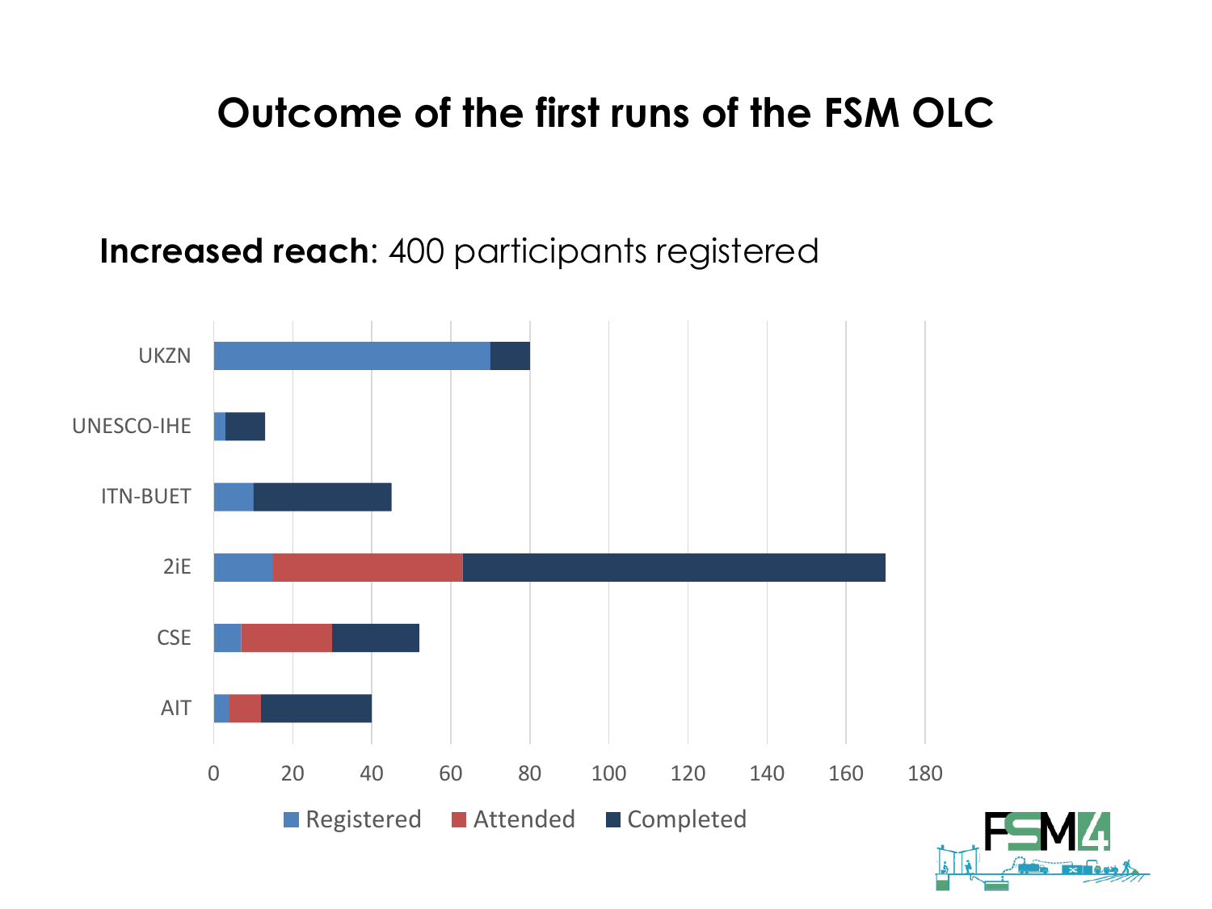# Outcome of the first runs of the FSM OLC

**Increased reach**: 400 participants registered

| Institution | Registered | Attended | Completed |
|---|---|---|---|
| UKZN | 70 | 0 | 10 |
| UNESCO-IHE | 3 | 0 | 10 |
| ITN-BUET | 10 | 0 | 35 |
| 2iE | 15 | 48 | 107 |
| CSE | 7 | 23 | 22 |
| AIT | 4 | 8 | 28 |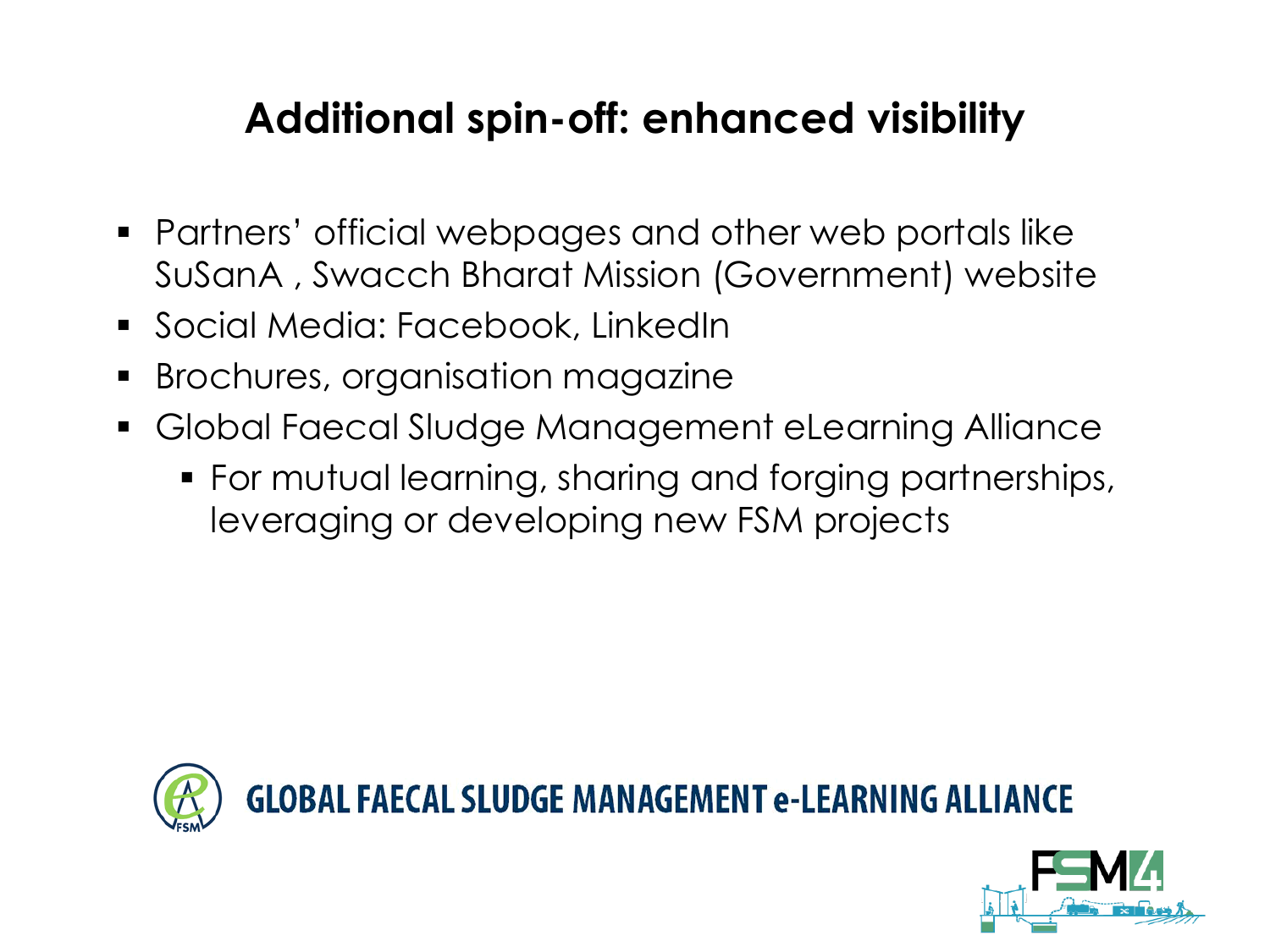# Additional spin-off: enhanced visibility

- Partners' official webpages and other web portals like SuSanA , Swacch Bharat Mission (Government) website
- Social Media: Facebook, LinkedIn
- Brochures, organisation magazine
- Global Faecal Sludge Management eLearning Alliance
  - For mutual learning, sharing and forging partnerships, leveraging or developing new FSM projects

GLOBAL FAECAL SLUDGE MANAGEMENT e-LEARNING ALLIANCE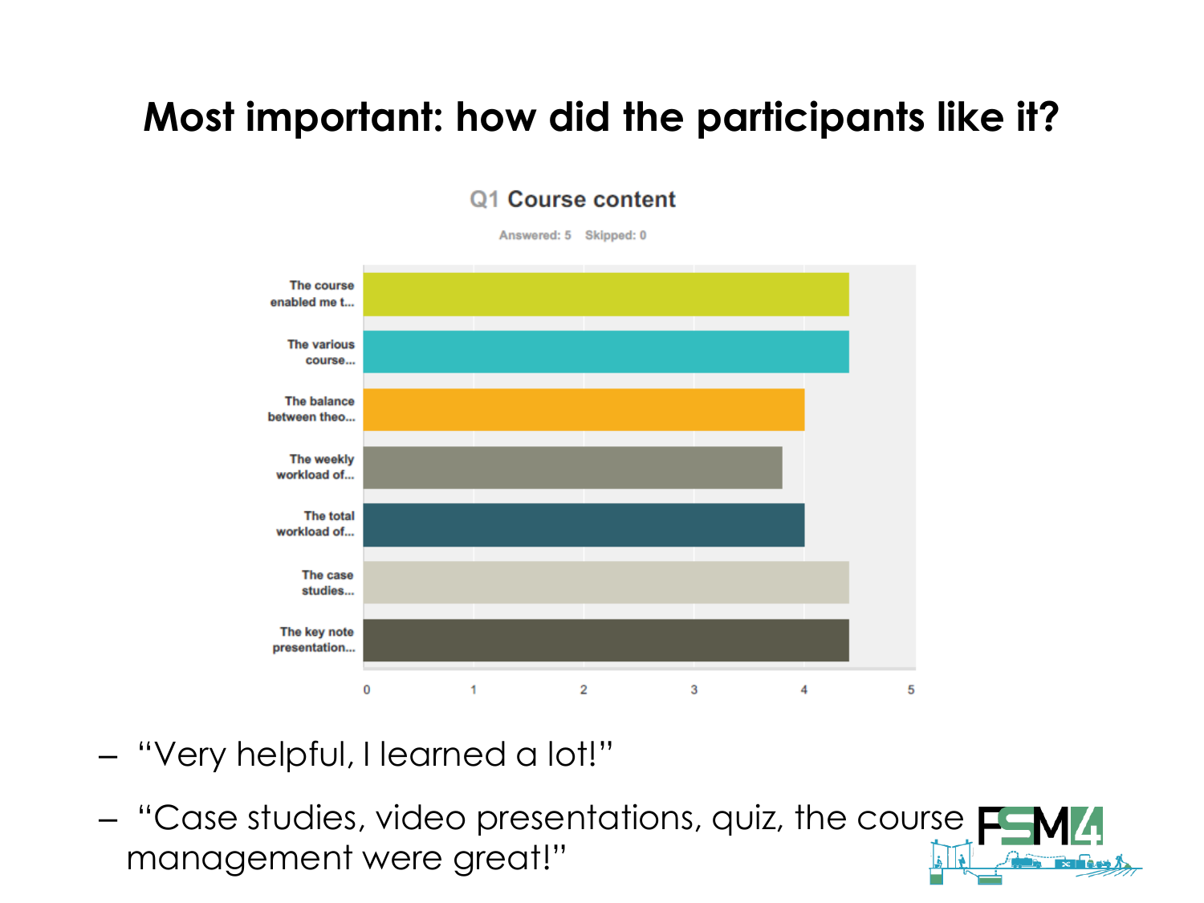# Most important: how did the participants like it?

**Q1 Course content**

Answered: 5 Skipped: 0

| Item | Score |
|---|---|
| The course enabled me t... | 4.4 |
| The various course... | 4.4 |
| The balance between theo... | 4.0 |
| The weekly workload of... | 3.8 |
| The total workload of... | 4.0 |
| The case studies... | 4.4 |
| The key note presentation... | 4.4 |

- "Very helpful, I learned a lot!"
- "Case studies, video presentations, quiz, the course management were great!"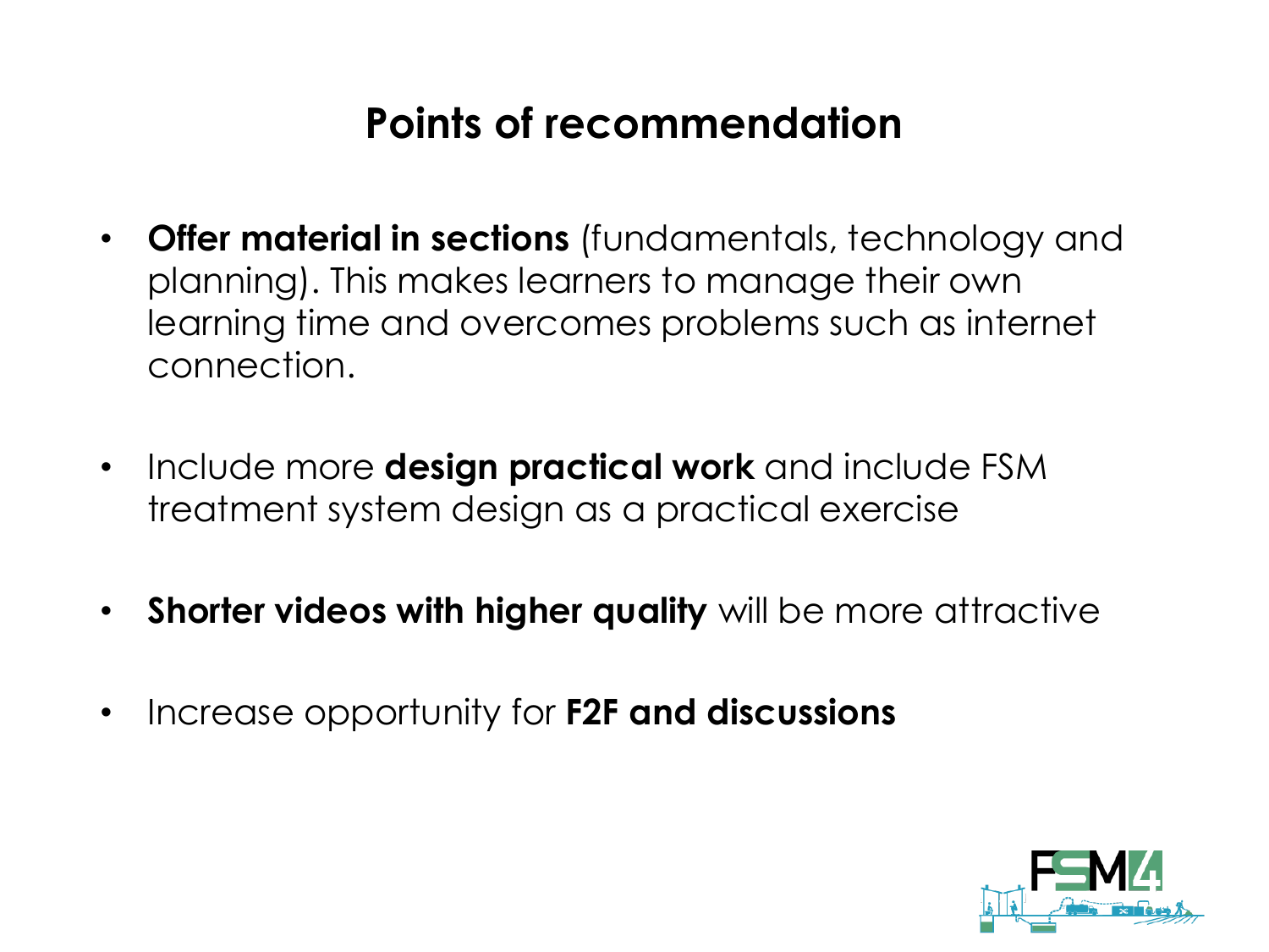# Points of recommendation

- **Offer material in sections** (fundamentals, technology and planning). This makes learners to manage their own learning time and overcomes problems such as internet connection.
- Include more **design practical work** and include FSM treatment system design as a practical exercise
- **Shorter videos with higher quality** will be more attractive
- Increase opportunity for **F2F and discussions**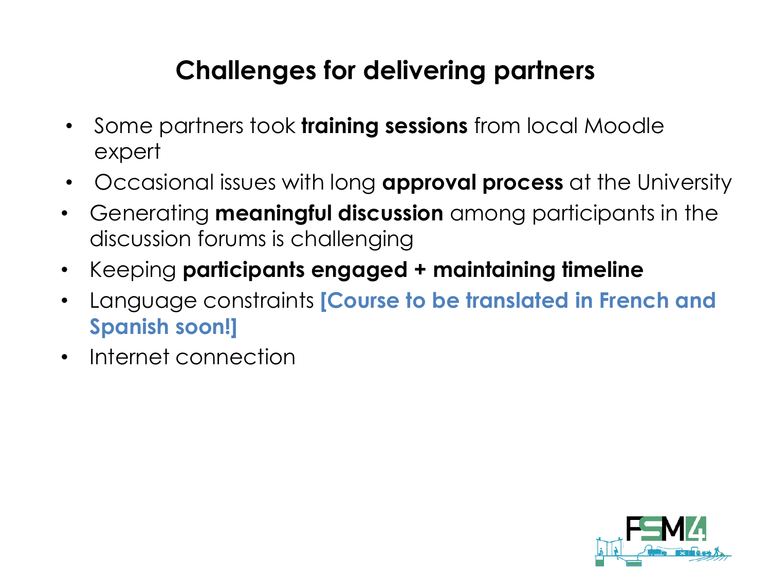# Challenges for delivering partners

- Some partners took **training sessions** from local Moodle expert
- Occasional issues with long **approval process** at the University
- Generating **meaningful discussion** among participants in the discussion forums is challenging
- Keeping **participants engaged + maintaining timeline**
- Language constraints **[Course to be translated in French and Spanish soon!]**
- Internet connection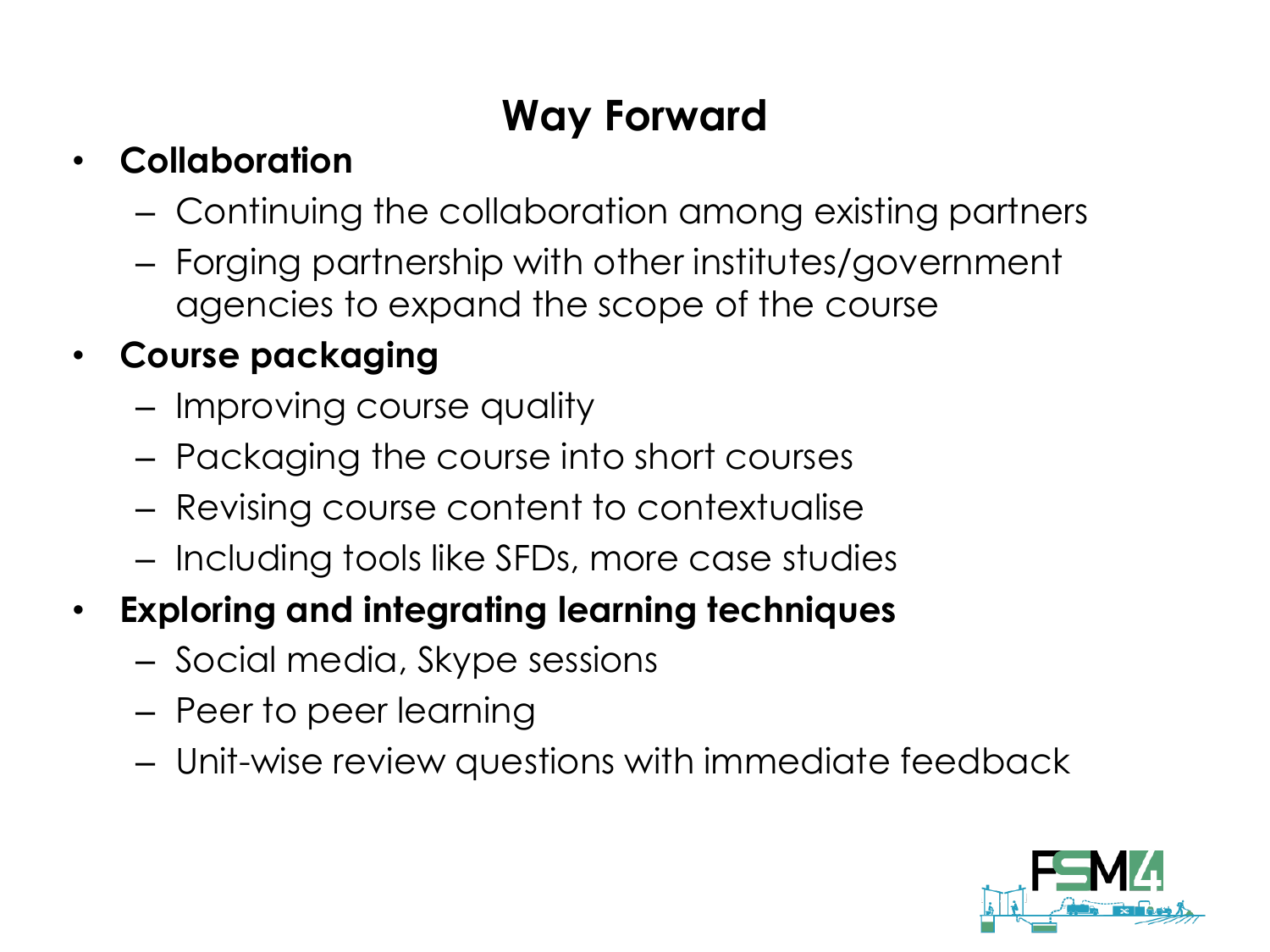# Way Forward

- **Collaboration**
  - Continuing the collaboration among existing partners
  - Forging partnership with other institutes/government agencies to expand the scope of the course
- **Course packaging**
  - Improving course quality
  - Packaging the course into short courses
  - Revising course content to contextualise
  - Including tools like SFDs, more case studies
- **Exploring and integrating learning techniques**
  - Social media, Skype sessions
  - Peer to peer learning
  - Unit-wise review questions with immediate feedback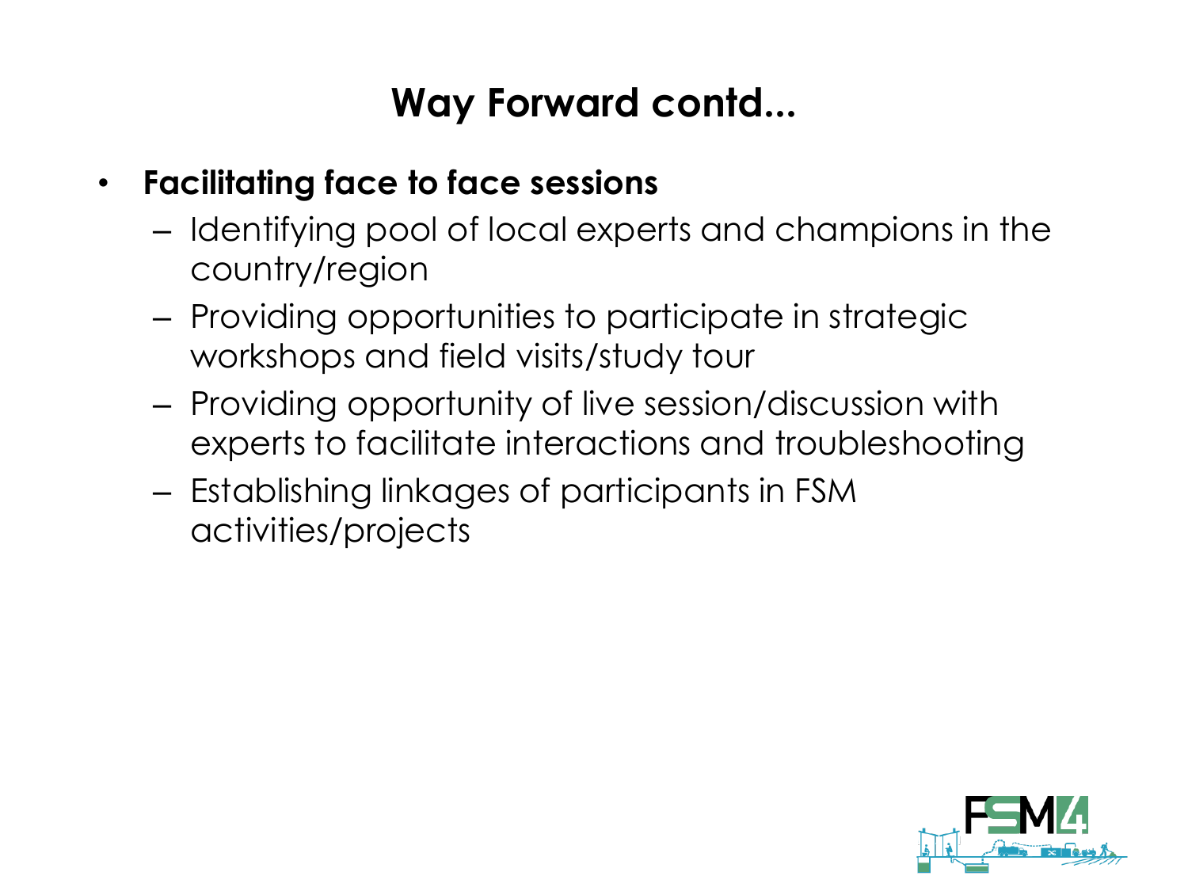# Way Forward contd...

- **Facilitating face to face sessions**
  - Identifying pool of local experts and champions in the country/region
  - Providing opportunities to participate in strategic workshops and field visits/study tour
  - Providing opportunity of live session/discussion with experts to facilitate interactions and troubleshooting
  - Establishing linkages of participants in FSM activities/projects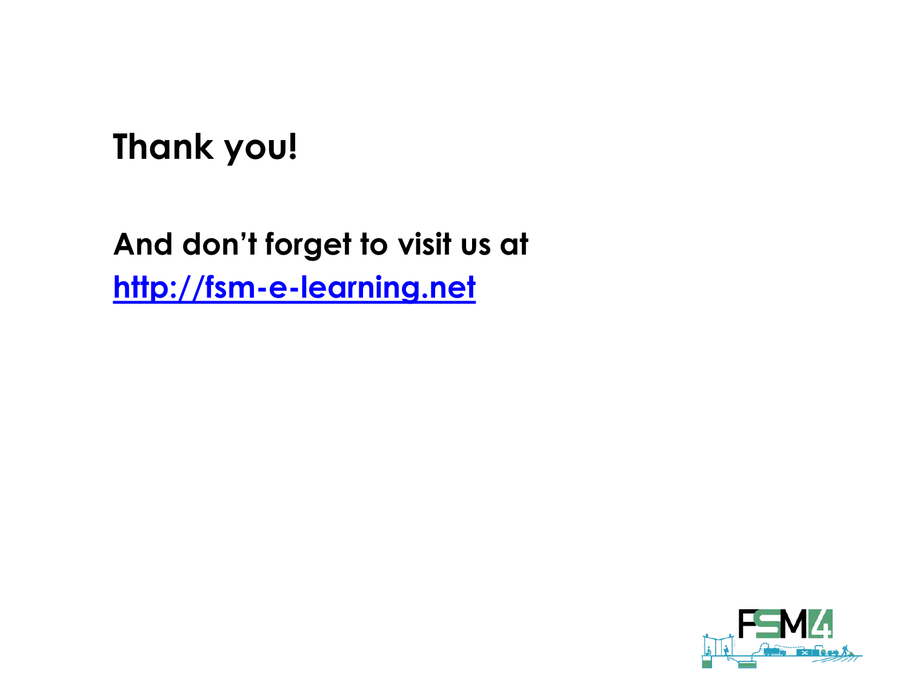**Thank you!**

**And don't forget to visit us at**
**[http://fsm-e-learning.net](http://fsm-e-learning.net)**